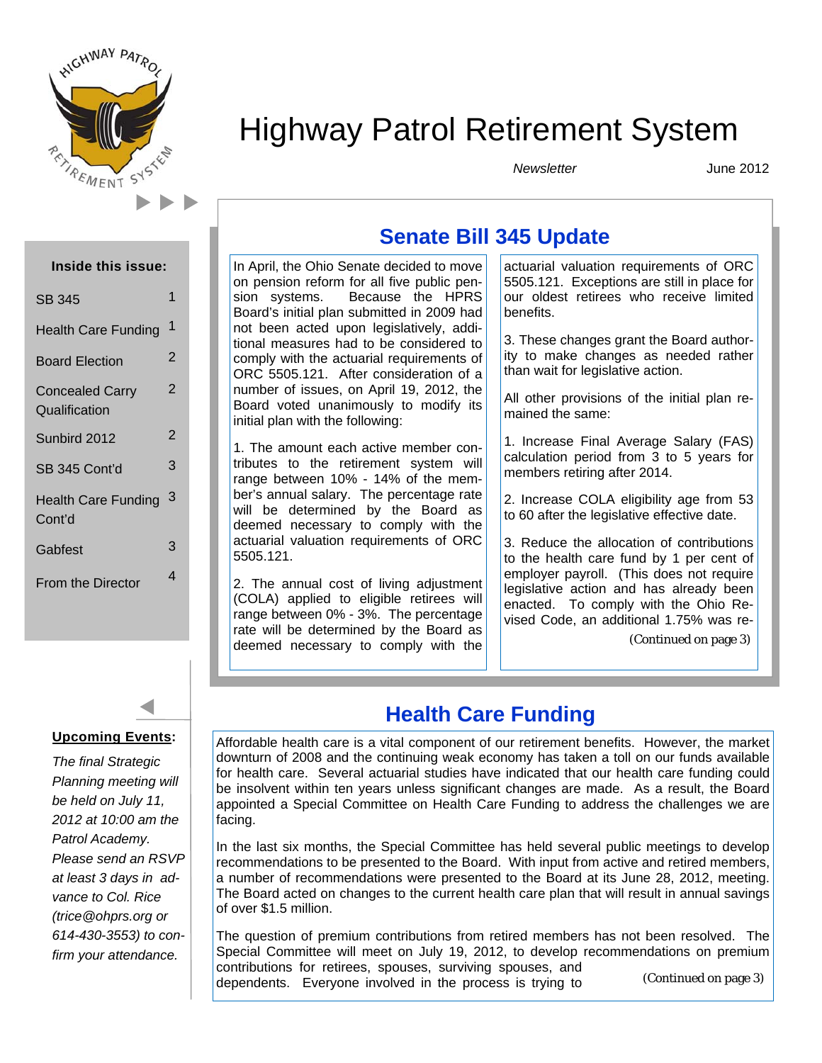# Highway Patrol Retirement System

*Newsletter* June 2012

**Inside this issue:**

| | |
|---|---|
| SB 345 | 1 |
| Health Care Funding | 1 |
| Board Election | 2 |
| Concealed Carry Qualification | 2 |
| Sunbird 2012 | 2 |
| SB 345 Cont'd | 3 |
| Health Care Funding Cont'd | 3 |
| Gabfest | 3 |
| From the Director | 4 |

**Upcoming Events:**

*The final Strategic Planning meeting will be held on July 11, 2012 at 10:00 am the Patrol Academy. Please send an RSVP at least 3 days in advance to Col. Rice (trice@ohprs.org or 614-430-3553) to confirm your attendance.*

## Senate Bill 345 Update

In April, the Ohio Senate decided to move on pension reform for all five public pension systems. Because the HPRS Board's initial plan submitted in 2009 had not been acted upon legislatively, additional measures had to be considered to comply with the actuarial requirements of ORC 5505.121. After consideration of a number of issues, on April 19, 2012, the Board voted unanimously to modify its initial plan with the following:

1. The amount each active member contributes to the retirement system will range between 10% - 14% of the member's annual salary. The percentage rate will be determined by the Board as deemed necessary to comply with the actuarial valuation requirements of ORC 5505.121.

2. The annual cost of living adjustment (COLA) applied to eligible retirees will range between 0% - 3%. The percentage rate will be determined by the Board as deemed necessary to comply with the actuarial valuation requirements of ORC 5505.121. Exceptions are still in place for our oldest retirees who receive limited benefits.

3. These changes grant the Board authority to make changes as needed rather than wait for legislative action.

All other provisions of the initial plan remained the same:

1. Increase Final Average Salary (FAS) calculation period from 3 to 5 years for members retiring after 2014.

2. Increase COLA eligibility age from 53 to 60 after the legislative effective date.

3. Reduce the allocation of contributions to the health care fund by 1 per cent of employer payroll. (This does not require legislative action and has already been enacted. To comply with the Ohio Revised Code, an additional 1.75% was re-

(Continued on page 3)

## Health Care Funding

Affordable health care is a vital component of our retirement benefits. However, the market downturn of 2008 and the continuing weak economy has taken a toll on our funds available for health care. Several actuarial studies have indicated that our health care funding could be insolvent within ten years unless significant changes are made. As a result, the Board appointed a Special Committee on Health Care Funding to address the challenges we are facing.

In the last six months, the Special Committee has held several public meetings to develop recommendations to be presented to the Board. With input from active and retired members, a number of recommendations were presented to the Board at its June 28, 2012, meeting. The Board acted on changes to the current health care plan that will result in annual savings of over $1.5 million.

The question of premium contributions from retired members has not been resolved. The Special Committee will meet on July 19, 2012, to develop recommendations on premium contributions for retirees, spouses, surviving spouses, and dependents. Everyone involved in the process is trying to

(Continued on page 3)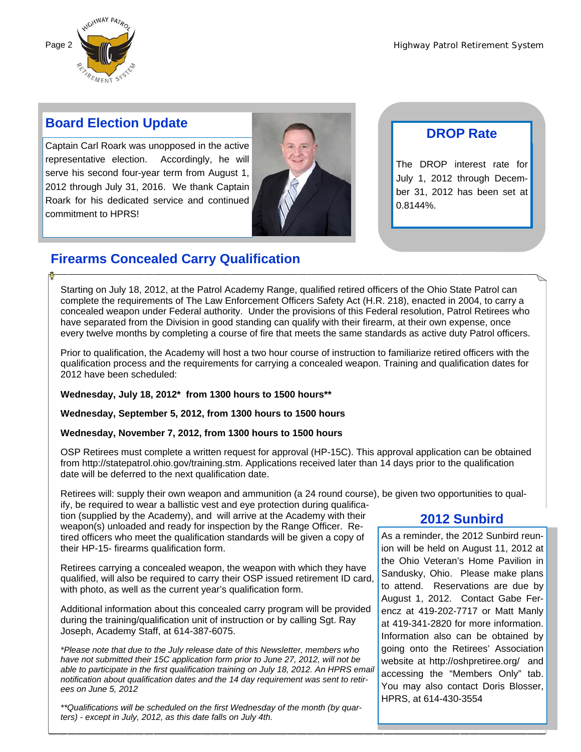## Board Election Update

Captain Carl Roark was unopposed in the active representative election. Accordingly, he will serve his second four-year term from August 1, 2012 through July 31, 2016. We thank Captain Roark for his dedicated service and continued commitment to HPRS!

## DROP Rate

The DROP interest rate for July 1, 2012 through December 31, 2012 has been set at 0.8144%.

## Firearms Concealed Carry Qualification

Starting on July 18, 2012, at the Patrol Academy Range, qualified retired officers of the Ohio State Patrol can complete the requirements of The Law Enforcement Officers Safety Act (H.R. 218), enacted in 2004, to carry a concealed weapon under Federal authority. Under the provisions of this Federal resolution, Patrol Retirees who have separated from the Division in good standing can qualify with their firearm, at their own expense, once every twelve months by completing a course of fire that meets the same standards as active duty Patrol officers.

Prior to qualification, the Academy will host a two hour course of instruction to familiarize retired officers with the qualification process and the requirements for carrying a concealed weapon. Training and qualification dates for 2012 have been scheduled:

**Wednesday, July 18, 2012* from 1300 hours to 1500 hours****

**Wednesday, September 5, 2012, from 1300 hours to 1500 hours**

**Wednesday, November 7, 2012, from 1300 hours to 1500 hours**

OSP Retirees must complete a written request for approval (HP-15C). This approval application can be obtained from http://statepatrol.ohio.gov/training.stm. Applications received later than 14 days prior to the qualification date will be deferred to the next qualification date.

Retirees will: supply their own weapon and ammunition (a 24 round course), be given two opportunities to qualify, be required to wear a ballistic vest and eye protection during qualification (supplied by the Academy), and will arrive at the Academy with their weapon(s) unloaded and ready for inspection by the Range Officer. Retired officers who meet the qualification standards will be given a copy of their HP-15- firearms qualification form.

Retirees carrying a concealed weapon, the weapon with which they have qualified, will also be required to carry their OSP issued retirement ID card, with photo, as well as the current year's qualification form.

Additional information about this concealed carry program will be provided during the training/qualification unit of instruction or by calling Sgt. Ray Joseph, Academy Staff, at 614-387-6075.

*\*Please note that due to the July release date of this Newsletter, members who have not submitted their 15C application form prior to June 27, 2012, will not be able to participate in the first qualification training on July 18, 2012. An HPRS email notification about qualification dates and the 14 day requirement was sent to retirees on June 5, 2012*

*\*\*Qualifications will be scheduled on the first Wednesday of the month (by quarters) - except in July, 2012, as this date falls on July 4th.*

## 2012 Sunbird

As a reminder, the 2012 Sunbird reunion will be held on August 11, 2012 at the Ohio Veteran's Home Pavilion in Sandusky, Ohio. Please make plans to attend. Reservations are due by August 1, 2012. Contact Gabe Ferencz at 419-202-7717 or Matt Manly at 419-341-2820 for more information. Information also can be obtained by going onto the Retirees' Association website at http://oshpretiree.org/ and accessing the "Members Only" tab. You may also contact Doris Blosser, HPRS, at 614-430-3554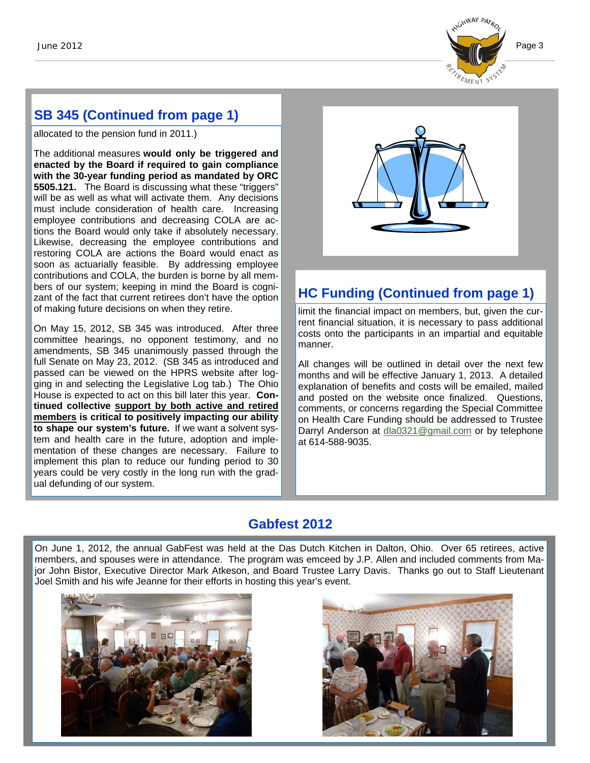## SB 345 (Continued from page 1)

allocated to the pension fund in 2011.)

The additional measures **would only be triggered and enacted by the Board if required to gain compliance with the 30-year funding period as mandated by ORC 5505.121.** The Board is discussing what these "triggers" will be as well as what will activate them. Any decisions must include consideration of health care. Increasing employee contributions and decreasing COLA are actions the Board would only take if absolutely necessary. Likewise, decreasing the employee contributions and restoring COLA are actions the Board would enact as soon as actuarially feasible. By addressing employee contributions and COLA, the burden is borne by all members of our system; keeping in mind the Board is cognizant of the fact that current retirees don't have the option of making future decisions on when they retire.

On May 15, 2012, SB 345 was introduced. After three committee hearings, no opponent testimony, and no amendments, SB 345 unanimously passed through the full Senate on May 23, 2012. (SB 345 as introduced and passed can be viewed on the HPRS website after logging in and selecting the Legislative Log tab.) The Ohio House is expected to act on this bill later this year. **Continued collective support by both active and retired members is critical to positively impacting our ability to shape our system's future.** If we want a solvent system and health care in the future, adoption and implementation of these changes are necessary. Failure to implement this plan to reduce our funding period to 30 years could be very costly in the long run with the gradual defunding of our system.

## HC Funding (Continued from page 1)

limit the financial impact on members, but, given the current financial situation, it is necessary to pass additional costs onto the participants in an impartial and equitable manner.

All changes will be outlined in detail over the next few months and will be effective January 1, 2013. A detailed explanation of benefits and costs will be emailed, mailed and posted on the website once finalized. Questions, comments, or concerns regarding the Special Committee on Health Care Funding should be addressed to Trustee Darryl Anderson at dla0321@gmail.com or by telephone at 614-588-9035.

## Gabfest 2012

On June 1, 2012, the annual GabFest was held at the Das Dutch Kitchen in Dalton, Ohio. Over 65 retirees, active members, and spouses were in attendance. The program was emceed by J.P. Allen and included comments from Major John Bistor, Executive Director Mark Atkeson, and Board Trustee Larry Davis. Thanks go out to Staff Lieutenant Joel Smith and his wife Jeanne for their efforts in hosting this year's event.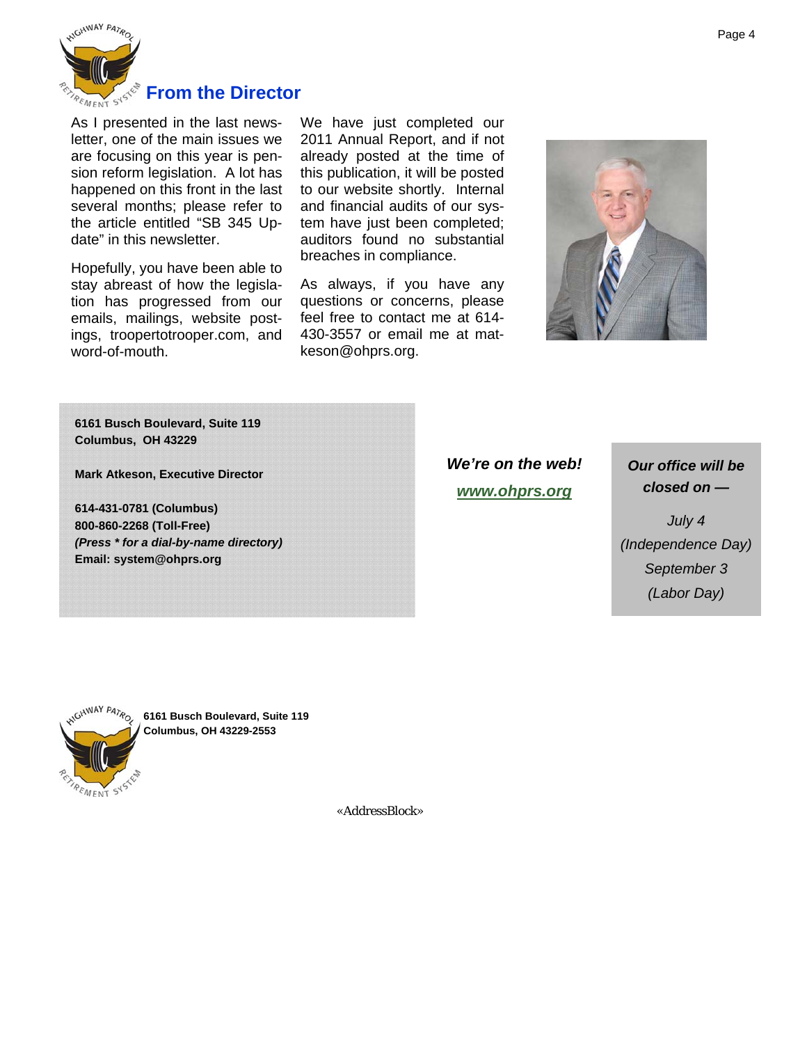## From the Director

As I presented in the last newsletter, one of the main issues we are focusing on this year is pension reform legislation. A lot has happened on this front in the last several months; please refer to the article entitled "SB 345 Update" in this newsletter.

Hopefully, you have been able to stay abreast of how the legislation has progressed from our emails, mailings, website postings, troopertotrooper.com, and word-of-mouth.

We have just completed our 2011 Annual Report, and if not already posted at the time of this publication, it will be posted to our website shortly. Internal and financial audits of our system have just been completed; auditors found no substantial breaches in compliance.

As always, if you have any questions or concerns, please feel free to contact me at 614-430-3557 or email me at matkeson@ohprs.org.

**6161 Busch Boulevard, Suite 119**
**Columbus, OH 43229**

**Mark Atkeson, Executive Director**

**614-431-0781 (Columbus)**
**800-860-2268 (Toll-Free)**
***(Press * for a dial-by-name directory)***
**Email: system@ohprs.org**

***We're on the web!***

***www.ohprs.org***

***Our office will be closed on —***

*July 4*
*(Independence Day)*
*September 3*
*(Labor Day)*

**6161 Busch Boulevard, Suite 119**
**Columbus, OH 43229-2553**

«AddressBlock»